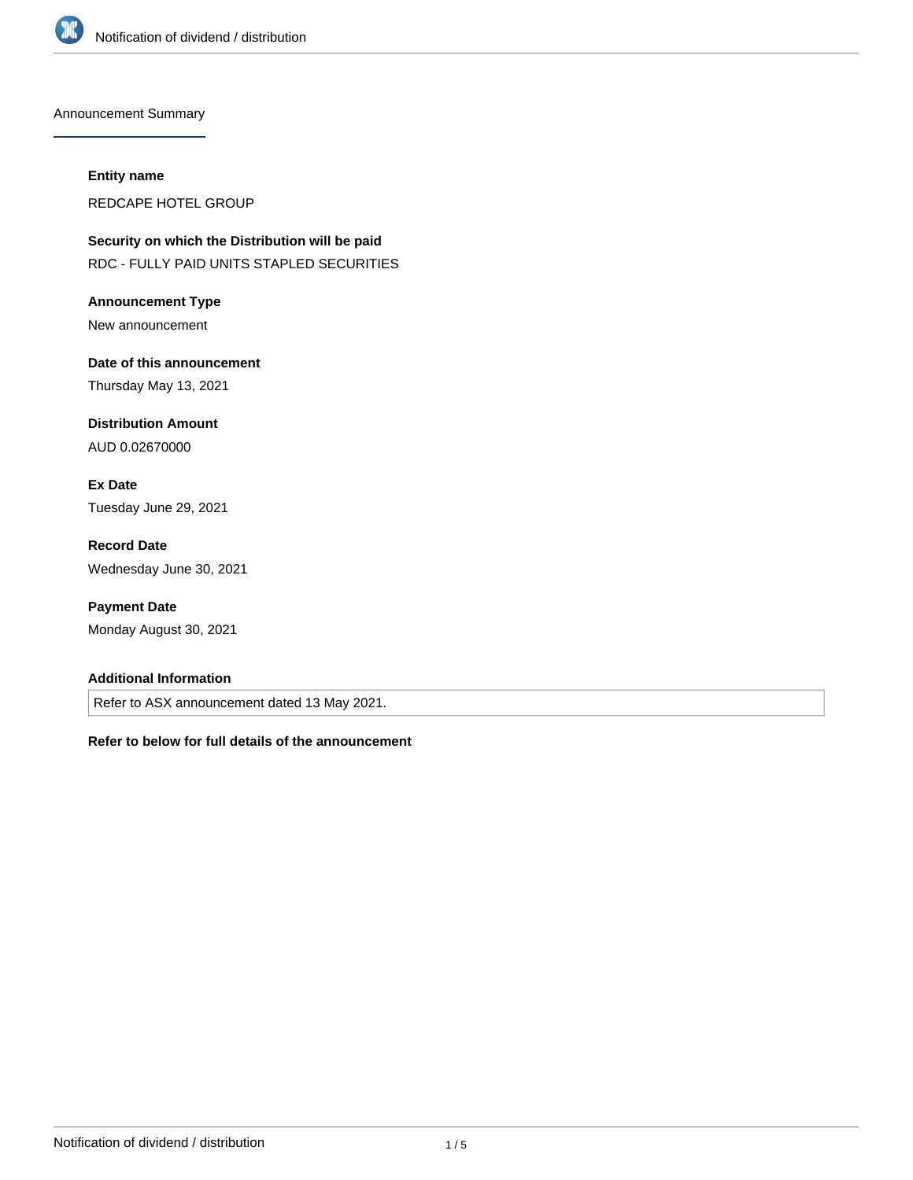## Announcement Summary

**Entity name**

REDCAPE HOTEL GROUP

**Security on which the Distribution will be paid**

RDC - FULLY PAID UNITS STAPLED SECURITIES

**Announcement Type**

New announcement

**Date of this announcement**

Thursday May 13, 2021

**Distribution Amount**

AUD 0.02670000

**Ex Date**

Tuesday June 29, 2021

**Record Date**

Wednesday June 30, 2021

**Payment Date**

Monday August 30, 2021

**Additional Information**

Refer to ASX announcement dated 13 May 2021.

**Refer to below for full details of the announcement**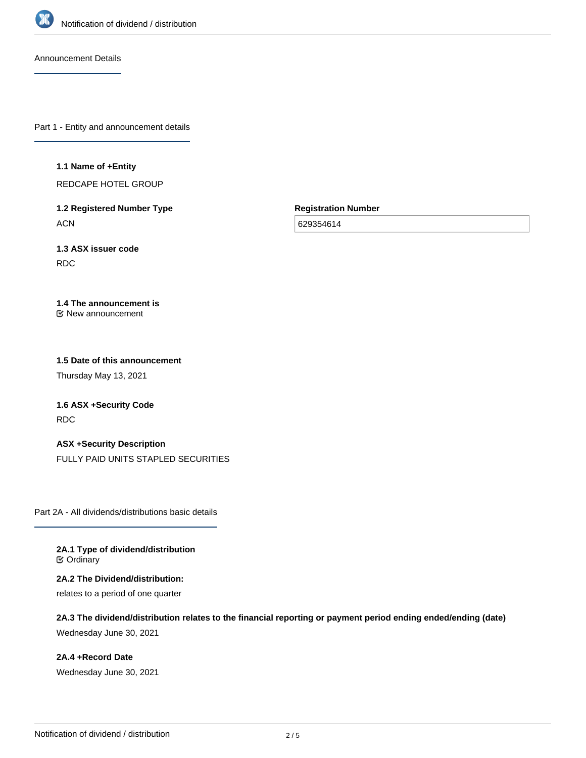## Announcement Details

### Part 1 - Entity and announcement details

**1.1 Name of +Entity**

REDCAPE HOTEL GROUP

**1.2 Registered Number Type**

ACN

**Registration Number**

629354614

**1.3 ASX issuer code**

RDC

**1.4 The announcement is**

☑ New announcement

**1.5 Date of this announcement**

Thursday May 13, 2021

**1.6 ASX +Security Code**

RDC

**ASX +Security Description**

FULLY PAID UNITS STAPLED SECURITIES

### Part 2A - All dividends/distributions basic details

**2A.1 Type of dividend/distribution**

☑ Ordinary

**2A.2 The Dividend/distribution:**

relates to a period of one quarter

**2A.3 The dividend/distribution relates to the financial reporting or payment period ending ended/ending (date)**

Wednesday June 30, 2021

**2A.4 +Record Date**

Wednesday June 30, 2021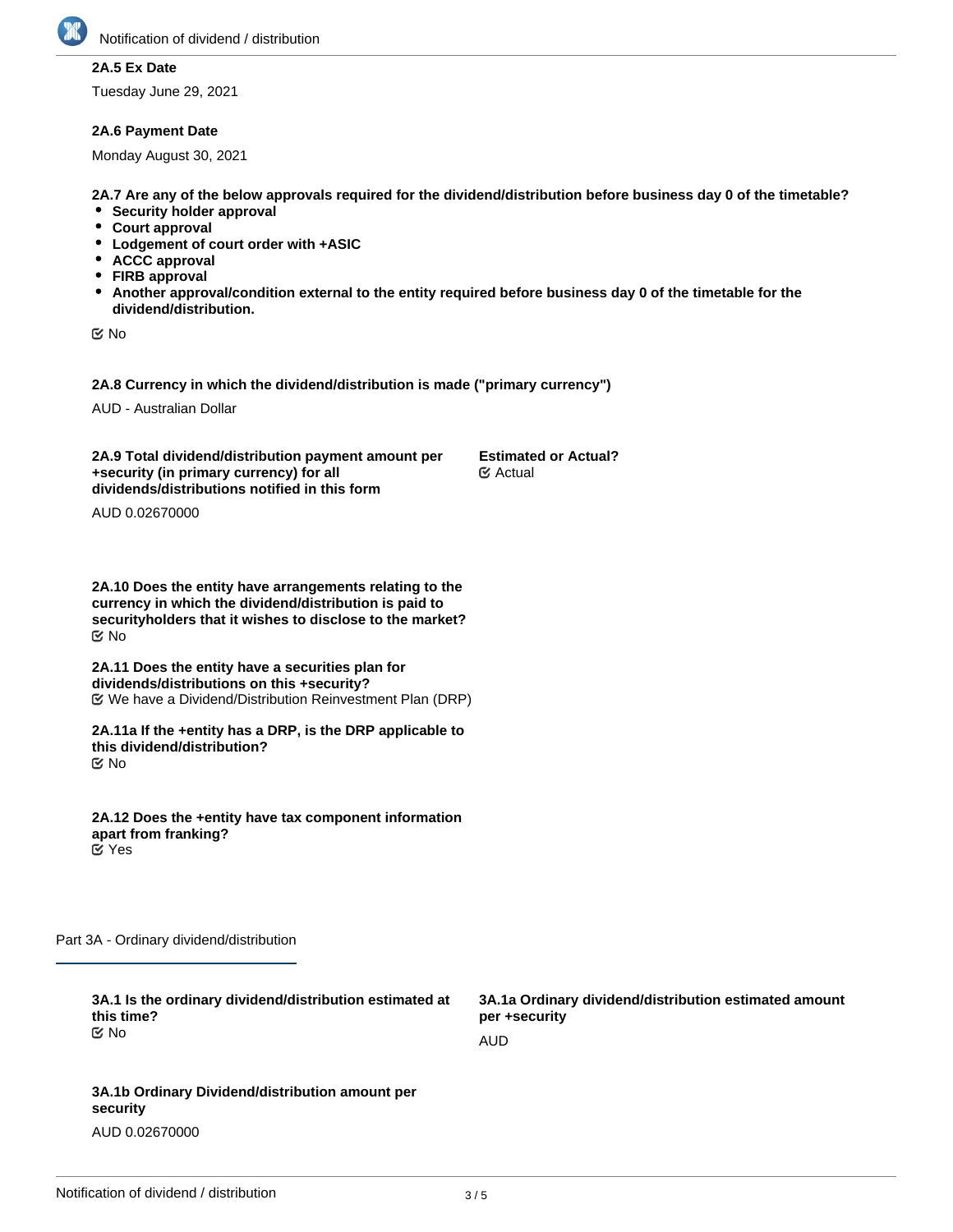**2A.5 Ex Date**

Tuesday June 29, 2021

**2A.6 Payment Date**

Monday August 30, 2021

**2A.7 Are any of the below approvals required for the dividend/distribution before business day 0 of the timetable?**

- **Security holder approval**
- **Court approval**
- **Lodgement of court order with +ASIC**
- **ACCC approval**
- **FIRB approval**
- **Another approval/condition external to the entity required before business day 0 of the timetable for the dividend/distribution.**

☑ No

**2A.8 Currency in which the dividend/distribution is made ("primary currency")**

AUD - Australian Dollar

**2A.9 Total dividend/distribution payment amount per +security (in primary currency) for all dividends/distributions notified in this form**

AUD 0.02670000

**Estimated or Actual?**

☑ Actual

**2A.10 Does the entity have arrangements relating to the currency in which the dividend/distribution is paid to securityholders that it wishes to disclose to the market?**

☑ No

**2A.11 Does the entity have a securities plan for dividends/distributions on this +security?**

☑ We have a Dividend/Distribution Reinvestment Plan (DRP)

**2A.11a If the +entity has a DRP, is the DRP applicable to this dividend/distribution?**

☑ No

**2A.12 Does the +entity have tax component information apart from franking?**

☑ Yes

## Part 3A - Ordinary dividend/distribution

**3A.1 Is the ordinary dividend/distribution estimated at this time?**

☑ No

**3A.1a Ordinary dividend/distribution estimated amount per +security**

AUD

**3A.1b Ordinary Dividend/distribution amount per security**

AUD 0.02670000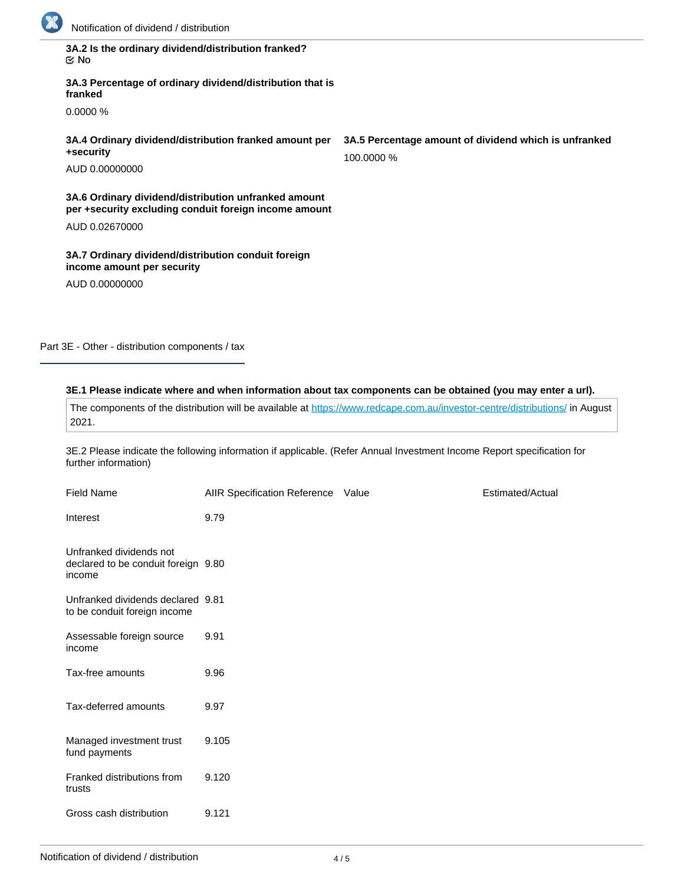**3A.2 Is the ordinary dividend/distribution franked?**

☑ No

**3A.3 Percentage of ordinary dividend/distribution that is franked**

0.0000 %

**3A.4 Ordinary dividend/distribution franked amount per +security**

AUD 0.00000000

**3A.5 Percentage amount of dividend which is unfranked**

100.0000 %

**3A.6 Ordinary dividend/distribution unfranked amount per +security excluding conduit foreign income amount**

AUD 0.02670000

**3A.7 Ordinary dividend/distribution conduit foreign income amount per security**

AUD 0.00000000

## Part 3E - Other - distribution components / tax

**3E.1 Please indicate where and when information about tax components can be obtained (you may enter a url).**

The components of the distribution will be available at https://www.redcape.com.au/investor-centre/distributions/ in August 2021.

3E.2 Please indicate the following information if applicable. (Refer Annual Investment Income Report specification for further information)

| Field Name | AIIR Specification Reference | Value | Estimated/Actual |
|---|---|---|---|
| Interest | 9.79 | | |
| Unfranked dividends not declared to be conduit foreign income | 9.80 | | |
| Unfranked dividends declared to be conduit foreign income | 9.81 | | |
| Assessable foreign source income | 9.91 | | |
| Tax-free amounts | 9.96 | | |
| Tax-deferred amounts | 9.97 | | |
| Managed investment trust fund payments | 9.105 | | |
| Franked distributions from trusts | 9.120 | | |
| Gross cash distribution | 9.121 | | |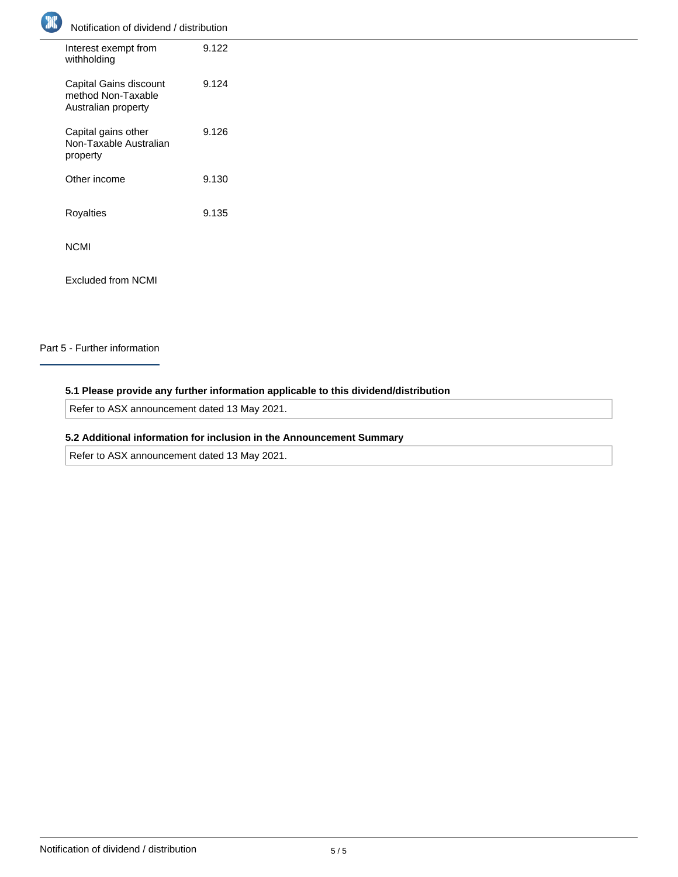| | |
|---|---|
| Interest exempt from withholding | 9.122 |
| Capital Gains discount method Non-Taxable Australian property | 9.124 |
| Capital gains other Non-Taxable Australian property | 9.126 |
| Other income | 9.130 |
| Royalties | 9.135 |
| NCMI | |
| Excluded from NCMI | |

## Part 5 - Further information

### 5.1 Please provide any further information applicable to this dividend/distribution

Refer to ASX announcement dated 13 May 2021.

### 5.2 Additional information for inclusion in the Announcement Summary

Refer to ASX announcement dated 13 May 2021.